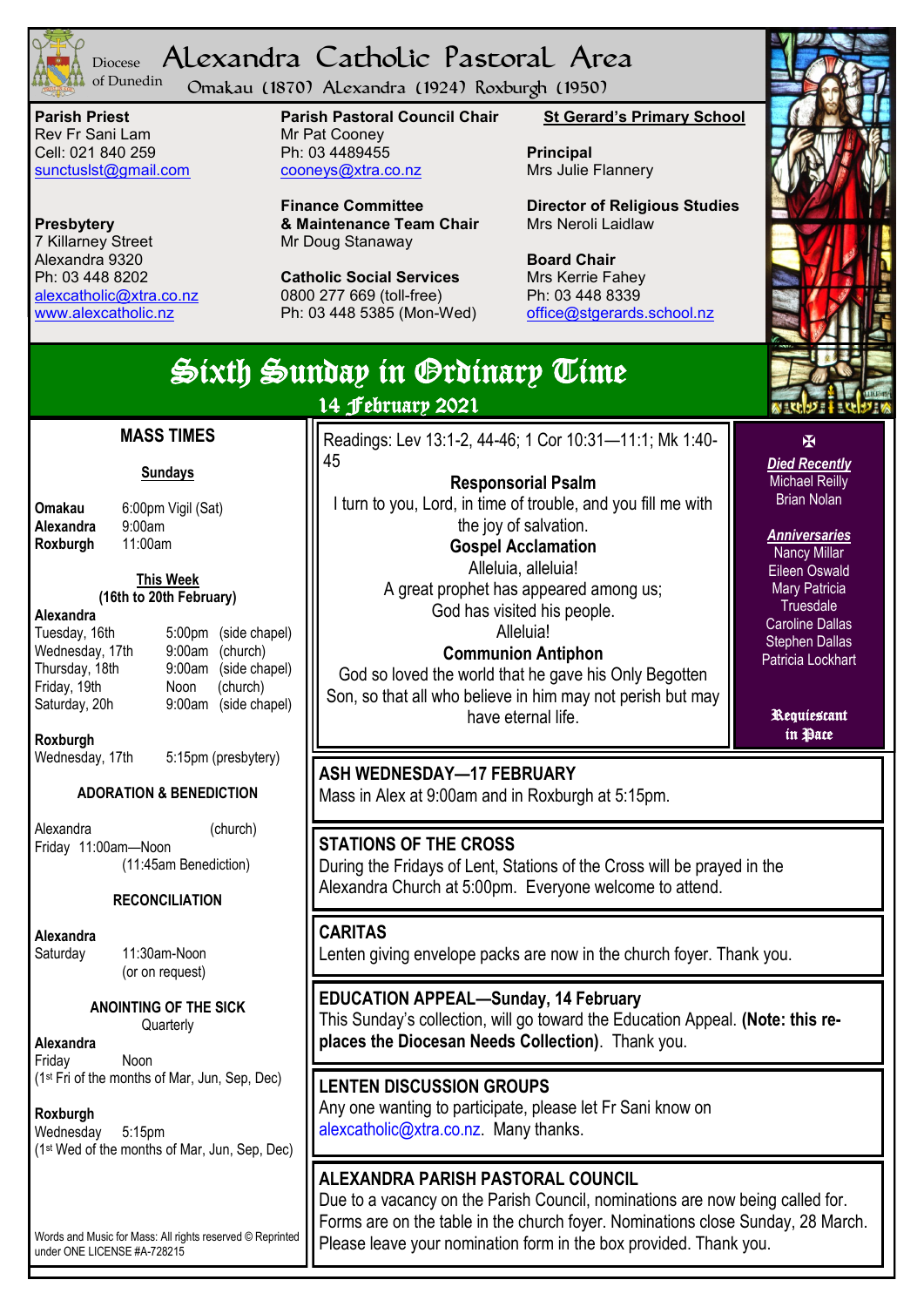Diocese of Dunedin

# Alexandra Catholic Pastoral Area

Omakau (1870) Alexandra (1924) Roxburgh (1950)

**Parish Priest**
Rev Fr Sani Lam
Cell: 021 840 259
sunctuslst@gmail.com

**Presbytery**
7 Killarney Street
Alexandra 9320
Ph: 03 448 8202
alexcatholic@xtra.co.nz
www.alexcatholic.nz

**Parish Pastoral Council Chair**
Mr Pat Cooney
Ph: 03 4489455
cooneys@xtra.co.nz

**Finance Committee & Maintenance Team Chair**
Mr Doug Stanaway

**Catholic Social Services**
0800 277 669 (toll-free)
Ph: 03 448 5385 (Mon-Wed)

**St Gerard's Primary School**

**Principal**
Mrs Julie Flannery

**Director of Religious Studies**
Mrs Neroli Laidlaw

**Board Chair**
Mrs Kerrie Fahey
Ph: 03 448 8339
office@stgerards.school.nz

## Sixth Sunday in Ordinary Time

14 February 2021

### MASS TIMES

**Sundays**

**Omakau** 6:00pm Vigil (Sat)
**Alexandra** 9:00am
**Roxburgh** 11:00am

**This Week (16th to 20th February)**

**Alexandra**

| Day | Time | Place |
|---|---|---|
| Tuesday, 16th | 5:00pm | (side chapel) |
| Wednesday, 17th | 9:00am | (church) |
| Thursday, 18th | 9:00am | (side chapel) |
| Friday, 19th | Noon | (church) |
| Saturday, 20h | 9:00am | (side chapel) |

**Roxburgh**
Wednesday, 17th 5:15pm (presbytery)

**ADORATION & BENEDICTION**

Alexandra (church)
Friday 11:00am—Noon
(11:45am Benediction)

**RECONCILIATION**

**Alexandra**
Saturday 11:30am-Noon
(or on request)

**ANOINTING OF THE SICK**
Quarterly

**Alexandra**
Friday Noon
(1st Fri of the months of Mar, Jun, Sep, Dec)

**Roxburgh**
Wednesday 5:15pm
(1st Wed of the months of Mar, Jun, Sep, Dec)

Words and Music for Mass: All rights reserved © Reprinted under ONE LICENSE #A-728215

Readings: Lev 13:1-2, 44-46; 1 Cor 10:31—11:1; Mk 1:40-45

**Responsorial Psalm**
I turn to you, Lord, in time of trouble, and you fill me with the joy of salvation.

**Gospel Acclamation**
Alleluia, alleluia!
A great prophet has appeared among us;
God has visited his people.
Alleluia!

**Communion Antiphon**
God so loved the world that he gave his Only Begotten Son, so that all who believe in him may not perish but may have eternal life.

✠

***Died Recently***
Michael Reilly
Brian Nolan

***Anniversaries***
Nancy Millar
Eileen Oswald
Mary Patricia Truesdale
Caroline Dallas
Stephen Dallas
Patricia Lockhart

**Requiescant in Pace**

### ASH WEDNESDAY—17 FEBRUARY
Mass in Alex at 9:00am and in Roxburgh at 5:15pm.

### STATIONS OF THE CROSS
During the Fridays of Lent, Stations of the Cross will be prayed in the Alexandra Church at 5:00pm. Everyone welcome to attend.

### CARITAS
Lenten giving envelope packs are now in the church foyer. Thank you.

### EDUCATION APPEAL—Sunday, 14 February
This Sunday's collection, will go toward the Education Appeal. **(Note: this replaces the Diocesan Needs Collection)**. Thank you.

### LENTEN DISCUSSION GROUPS
Any one wanting to participate, please let Fr Sani know on alexcatholic@xtra.co.nz. Many thanks.

### ALEXANDRA PARISH PASTORAL COUNCIL
Due to a vacancy on the Parish Council, nominations are now being called for. Forms are on the table in the church foyer. Nominations close Sunday, 28 March. Please leave your nomination form in the box provided. Thank you.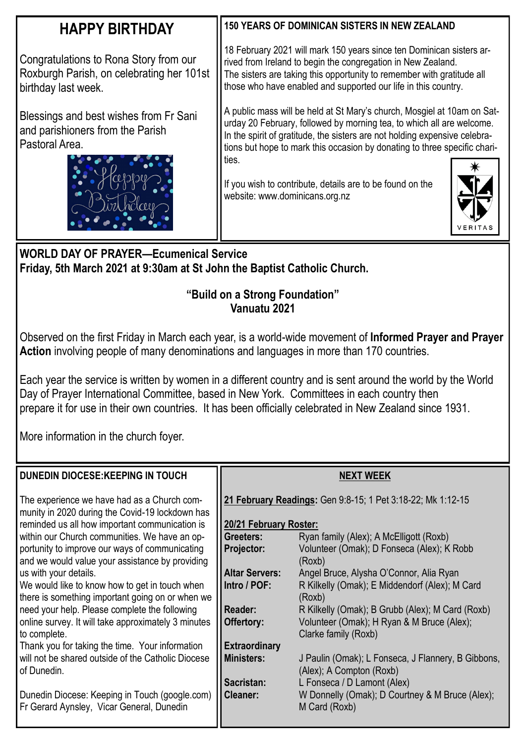## HAPPY BIRTHDAY

Congratulations to Rona Story from our Roxburgh Parish, on celebrating her 101st birthday last week.

Blessings and best wishes from Fr Sani and parishioners from the Parish Pastoral Area.

### 150 YEARS OF DOMINICAN SISTERS IN NEW ZEALAND

18 February 2021 will mark 150 years since ten Dominican sisters arrived from Ireland to begin the congregation in New Zealand. The sisters are taking this opportunity to remember with gratitude all those who have enabled and supported our life in this country.

A public mass will be held at St Mary's church, Mosgiel at 10am on Saturday 20 February, followed by morning tea, to which all are welcome. In the spirit of gratitude, the sisters are not holding expensive celebrations but hope to mark this occasion by donating to three specific charities.

If you wish to contribute, details are to be found on the website: www.dominicans.org.nz

VERITAS

### WORLD DAY OF PRAYER—Ecumenical Service
**Friday, 5th March 2021 at 9:30am at St John the Baptist Catholic Church.**

**"Build on a Strong Foundation"**
**Vanuatu 2021**

Observed on the first Friday in March each year, is a world-wide movement of **Informed Prayer and Prayer Action** involving people of many denominations and languages in more than 170 countries.

Each year the service is written by women in a different country and is sent around the world by the World Day of Prayer International Committee, based in New York. Committees in each country then prepare it for use in their own countries. It has been officially celebrated in New Zealand since 1931.

More information in the church foyer.

### DUNEDIN DIOCESE:KEEPING IN TOUCH

The experience we have had as a Church community in 2020 during the Covid-19 lockdown has reminded us all how important communication is within our Church communities. We have an opportunity to improve our ways of communicating and we would value your assistance by providing us with your details.
We would like to know how to get in touch when there is something important going on or when we need your help. Please complete the following online survey. It will take approximately 3 minutes to complete.
Thank you for taking the time. Your information will not be shared outside of the Catholic Diocese of Dunedin.

Dunedin Diocese: Keeping in Touch (google.com)
Fr Gerard Aynsley, Vicar General, Dunedin

### NEXT WEEK

**21 February Readings:** Gen 9:8-15; 1 Pet 3:18-22; Mk 1:12-15

**20/21 February Roster:**

| | |
|---|---|
| **Greeters:** | Ryan family (Alex); A McElligott (Roxb) |
| **Projector:** | Volunteer (Omak); D Fonseca (Alex); K Robb (Roxb) |
| **Altar Servers:** | Angel Bruce, Alysha O'Connor, Alia Ryan |
| **Intro / POF:** | R Kilkelly (Omak); E Middendorf (Alex); M Card (Roxb) |
| **Reader:** | R Kilkelly (Omak); B Grubb (Alex); M Card (Roxb) |
| **Offertory:** | Volunteer (Omak); H Ryan & M Bruce (Alex); Clarke family (Roxb) |
| **Extraordinary Ministers:** | J Paulin (Omak); L Fonseca, J Flannery, B Gibbons, (Alex); A Compton (Roxb) |
| **Sacristan:** | L Fonseca / D Lamont (Alex) |
| **Cleaner:** | W Donnelly (Omak); D Courtney & M Bruce (Alex); M Card (Roxb) |